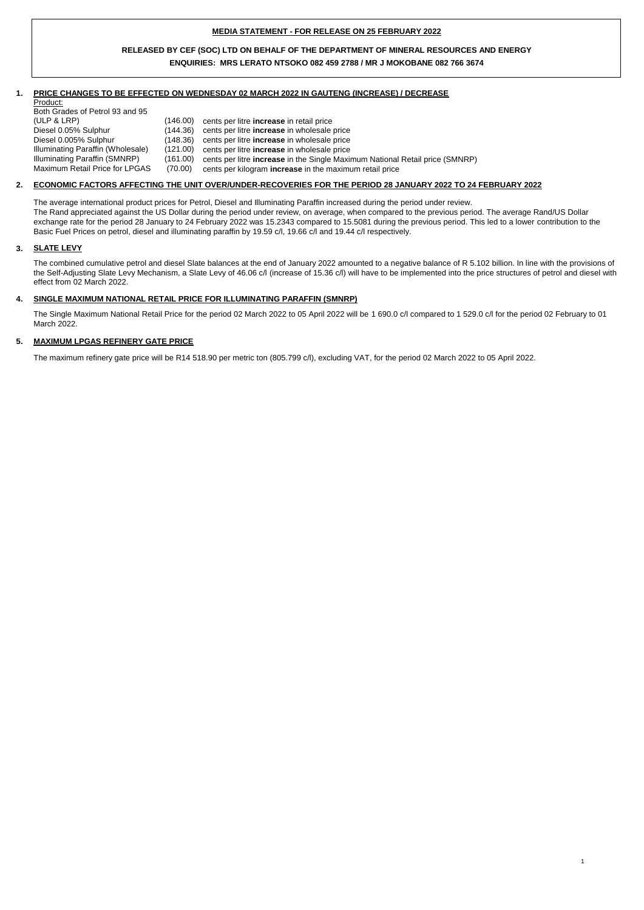**MEDIA STATEMENT - FOR RELEASE ON 25 FEBRUARY 2022**

**RELEASED BY CEF (SOC) LTD ON BEHALF OF THE DEPARTMENT OF MINERAL RESOURCES AND ENERGY**

**ENQUIRIES: MRS LERATO NTSOKO 082 459 2788 / MR J MOKOBANE 082 766 3674**

## 1. PRICE CHANGES TO BE EFFECTED ON WEDNESDAY 02 MARCH 2022 IN GAUTENG (INCREASE) / DECREASE

| Product: | | |
|---|---|---|
| Both Grades of Petrol 93 and 95 (ULP & LRP) | (146.00) | cents per litre **increase** in retail price |
| Diesel 0.05% Sulphur | (144.36) | cents per litre **increase** in wholesale price |
| Diesel 0.005% Sulphur | (148.36) | cents per litre **increase** in wholesale price |
| Illuminating Paraffin (Wholesale) | (121.00) | cents per litre **increase** in wholesale price |
| Illuminating Paraffin (SMNRP) | (161.00) | cents per litre **increase** in the Single Maximum National Retail price (SMNRP) |
| Maximum Retail Price for LPGAS | (70.00) | cents per kilogram **increase** in the maximum retail price |

## 2. ECONOMIC FACTORS AFFECTING THE UNIT OVER/UNDER-RECOVERIES FOR THE PERIOD 28 JANUARY 2022 TO 24 FEBRUARY 2022

The average international product prices for Petrol, Diesel and Illuminating Paraffin increased during the period under review.
The Rand appreciated against the US Dollar during the period under review, on average, when compared to the previous period. The average Rand/US Dollar exchange rate for the period 28 January to 24 February 2022 was 15.2343 compared to 15.5081 during the previous period. This led to a lower contribution to the Basic Fuel Prices on petrol, diesel and illuminating paraffin by 19.59 c/l, 19.66 c/l and 19.44 c/l respectively.

## 3. SLATE LEVY

The combined cumulative petrol and diesel Slate balances at the end of January 2022 amounted to a negative balance of R 5.102 billion. In line with the provisions of the Self-Adjusting Slate Levy Mechanism, a Slate Levy of 46.06 c/l (increase of 15.36 c/l) will have to be implemented into the price structures of petrol and diesel with effect from 02 March 2022.

## 4. SINGLE MAXIMUM NATIONAL RETAIL PRICE FOR ILLUMINATING PARAFFIN (SMNRP)

The Single Maximum National Retail Price for the period 02 March 2022 to 05 April 2022 will be 1 690.0 c/l compared to 1 529.0 c/l for the period 02 February to 01 March 2022.

## 5. MAXIMUM LPGAS REFINERY GATE PRICE

The maximum refinery gate price will be R14 518.90 per metric ton (805.799 c/l), excluding VAT, for the period 02 March 2022 to 05 April 2022.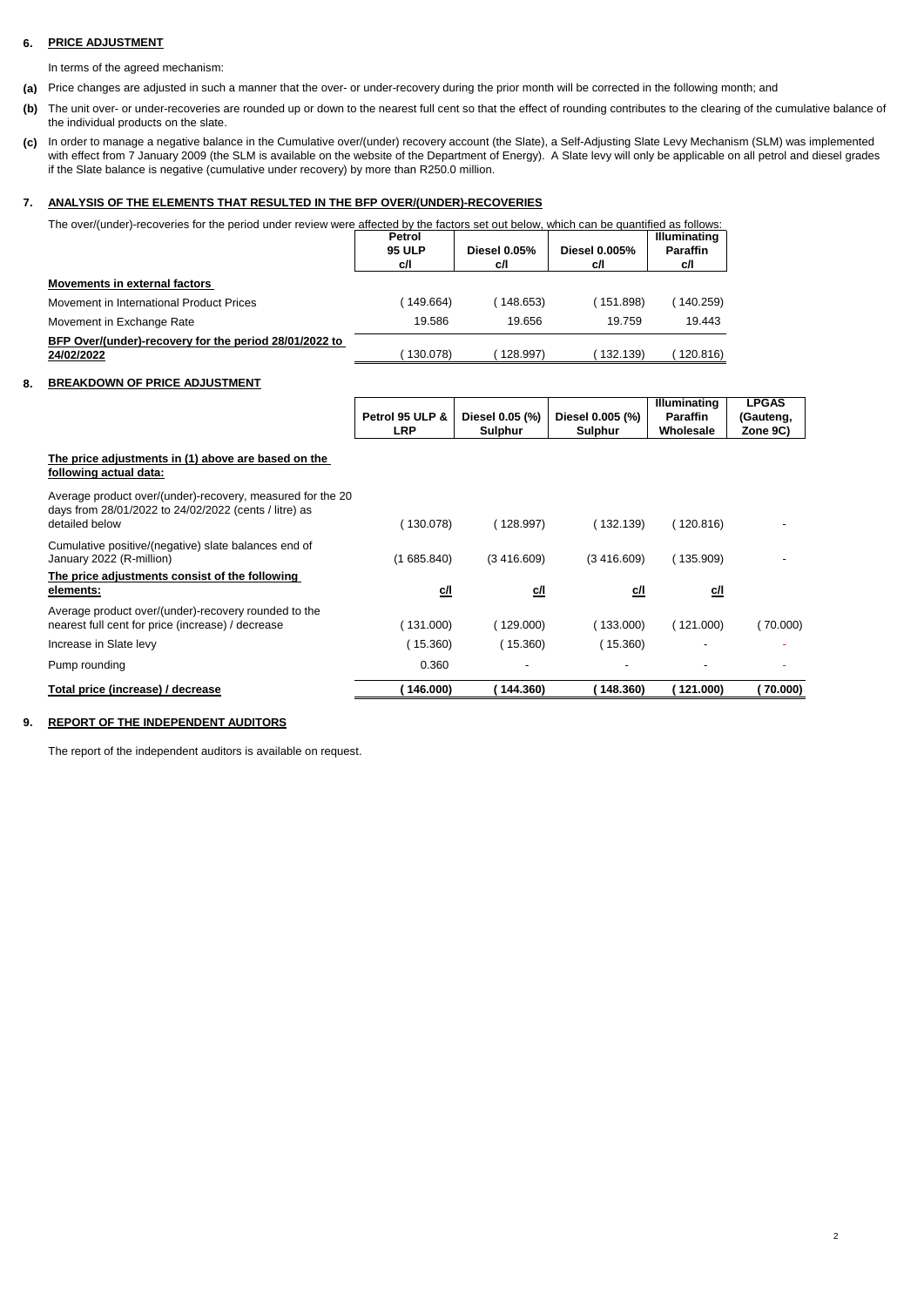## 6. PRICE ADJUSTMENT

In terms of the agreed mechanism:

**(a)** Price changes are adjusted in such a manner that the over- or under-recovery during the prior month will be corrected in the following month; and

**(b)** The unit over- or under-recoveries are rounded up or down to the nearest full cent so that the effect of rounding contributes to the clearing of the cumulative balance of the individual products on the slate.

**(c)** In order to manage a negative balance in the Cumulative over/(under) recovery account (the Slate), a Self-Adjusting Slate Levy Mechanism (SLM) was implemented with effect from 7 January 2009 (the SLM is available on the website of the Department of Energy). A Slate levy will only be applicable on all petrol and diesel grades if the Slate balance is negative (cumulative under recovery) by more than R250.0 million.

## 7. ANALYSIS OF THE ELEMENTS THAT RESULTED IN THE BFP OVER/(UNDER)-RECOVERIES

The over/(under)-recoveries for the period under review were affected by the factors set out below, which can be quantified as follows:

| | Petrol 95 ULP c/l | Diesel 0.05% c/l | Diesel 0.005% c/l | Illuminating Paraffin c/l |
|---|---|---|---|---|
| **Movements in external factors** | | | | |
| Movement in International Product Prices | ( 149.664) | ( 148.653) | ( 151.898) | ( 140.259) |
| Movement in Exchange Rate | 19.586 | 19.656 | 19.759 | 19.443 |
| **BFP Over/(under)-recovery for the period 28/01/2022 to 24/02/2022** | ( 130.078) | ( 128.997) | ( 132.139) | ( 120.816) |

## 8. BREAKDOWN OF PRICE ADJUSTMENT

| | Petrol 95 ULP & LRP | Diesel 0.05 (%) Sulphur | Diesel 0.005 (%) Sulphur | Illuminating Paraffin Wholesale | LPGAS (Gauteng, Zone 9C) |
|---|---|---|---|---|---|
| **The price adjustments in (1) above are based on the following actual data:** | | | | | |
| Average product over/(under)-recovery, measured for the 20 days from 28/01/2022 to 24/02/2022 (cents / litre) as detailed below | ( 130.078) | ( 128.997) | ( 132.139) | ( 120.816) | - |
| Cumulative positive/(negative) slate balances end of January 2022 (R-million) | (1 685.840) | (3 416.609) | (3 416.609) | ( 135.909) | - |
| **The price adjustments consist of the following elements:** | c/l | c/l | c/l | c/l | |
| Average product over/(under)-recovery rounded to the nearest full cent for price (increase) / decrease | ( 131.000) | ( 129.000) | ( 133.000) | ( 121.000) | ( 70.000) |
| Increase in Slate levy | ( 15.360) | ( 15.360) | ( 15.360) | - | - |
| Pump rounding | 0.360 | - | - | - | - |
| **Total price (increase) / decrease** | **( 146.000)** | **( 144.360)** | **( 148.360)** | **( 121.000)** | **( 70.000)** |

## 9. REPORT OF THE INDEPENDENT AUDITORS

The report of the independent auditors is available on request.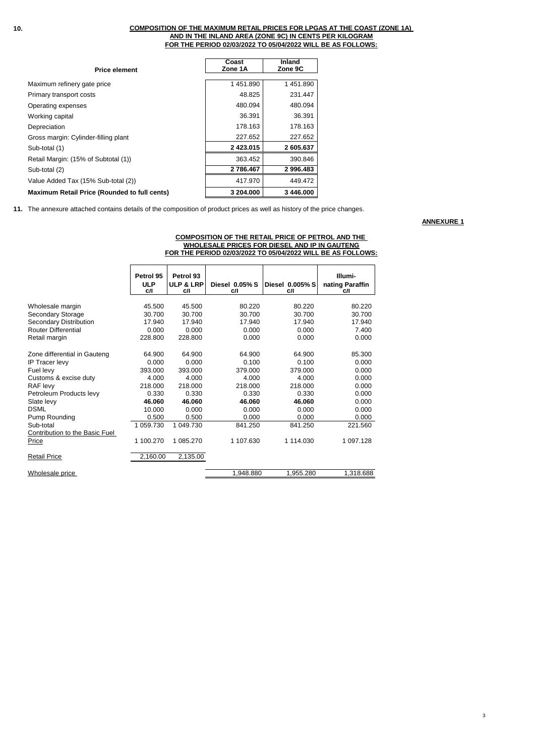**10.** **COMPOSITION OF THE MAXIMUM RETAIL PRICES FOR LPGAS AT THE COAST (ZONE 1A) AND IN THE INLAND AREA (ZONE 9C) IN CENTS PER KILOGRAM FOR THE PERIOD 02/03/2022 TO 05/04/2022 WILL BE AS FOLLOWS:**

| Price element | Coast Zone 1A | Inland Zone 9C |
|---|---|---|
| Maximum refinery gate price | 1 451.890 | 1 451.890 |
| Primary transport costs | 48.825 | 231.447 |
| Operating expenses | 480.094 | 480.094 |
| Working capital | 36.391 | 36.391 |
| Depreciation | 178.163 | 178.163 |
| Gross margin: Cylinder-filling plant | 227.652 | 227.652 |
| Sub-total (1) | **2 423.015** | **2 605.637** |
| Retail Margin: (15% of Subtotal (1)) | 363.452 | 390.846 |
| Sub-total (2) | **2 786.467** | **2 996.483** |
| Value Added Tax (15% Sub-total (2)) | 417.970 | 449.472 |
| **Maximum Retail Price (Rounded to full cents)** | **3 204.000** | **3 446.000** |

**11.** The annexure attached contains details of the composition of product prices as well as history of the price changes.

**ANNEXURE 1**

**COMPOSITION OF THE RETAIL PRICE OF PETROL AND THE WHOLESALE PRICES FOR DIESEL AND IP IN GAUTENG FOR THE PERIOD 02/03/2022 TO 05/04/2022 WILL BE AS FOLLOWS:**

| | Petrol 95 ULP c/l | Petrol 93 ULP & LRP c/l | Diesel 0.05% S c/l | Diesel 0.005% S c/l | Illuminating Paraffin c/l |
|---|---|---|---|---|---|
| Wholesale margin | 45.500 | 45.500 | 80.220 | 80.220 | 80.220 |
| Secondary Storage | 30.700 | 30.700 | 30.700 | 30.700 | 30.700 |
| Secondary Distribution | 17.940 | 17.940 | 17.940 | 17.940 | 17.940 |
| Router Differential | 0.000 | 0.000 | 0.000 | 0.000 | 7.400 |
| Retail margin | 228.800 | 228.800 | 0.000 | 0.000 | 0.000 |
| Zone differential in Gauteng | 64.900 | 64.900 | 64.900 | 64.900 | 85.300 |
| IP Tracer levy | 0.000 | 0.000 | 0.100 | 0.100 | 0.000 |
| Fuel levy | 393.000 | 393.000 | 379.000 | 379.000 | 0.000 |
| Customs & excise duty | 4.000 | 4.000 | 4.000 | 4.000 | 0.000 |
| RAF levy | 218.000 | 218.000 | 218.000 | 218.000 | 0.000 |
| Petroleum Products levy | 0.330 | 0.330 | 0.330 | 0.330 | 0.000 |
| Slate levy | **46.060** | **46.060** | **46.060** | **46.060** | 0.000 |
| DSML | 10.000 | 0.000 | 0.000 | 0.000 | 0.000 |
| Pump Rounding | 0.500 | 0.500 | 0.000 | 0.000 | 0.000 |
| Sub-total | 1 059.730 | 1 049.730 | 841.250 | 841.250 | 221.560 |
| Contribution to the Basic Fuel Price | 1 100.270 | 1 085.270 | 1 107.630 | 1 114.030 | 1 097.128 |
| Retail Price | 2,160.00 | 2,135.00 | | | |
| Wholesale price | | | 1,948.880 | 1,955.280 | 1,318.688 |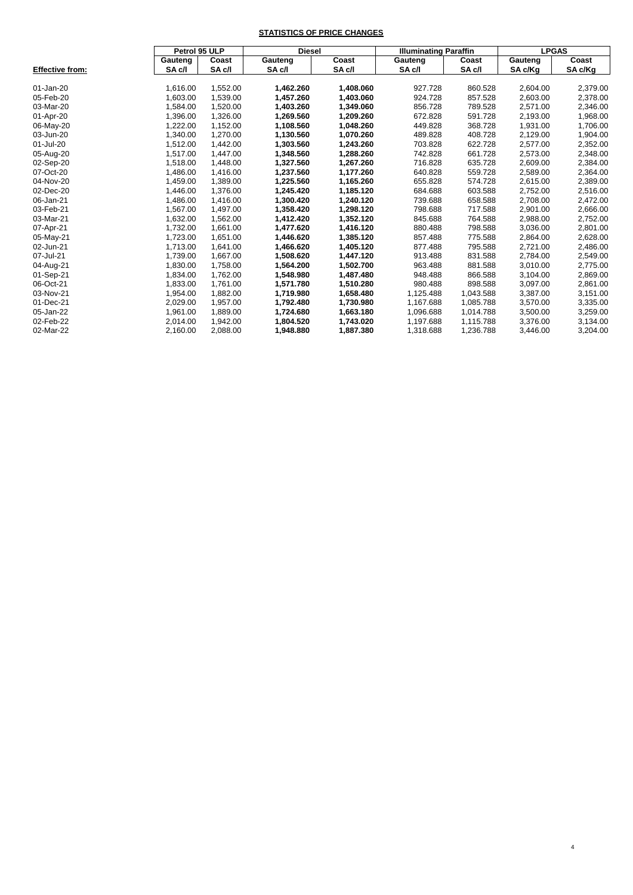**STATISTICS OF PRICE CHANGES**

| | Petrol 95 ULP | | Diesel | | Illuminating Paraffin | | LPGAS | |
|---|---|---|---|---|---|---|---|---|
| | Gauteng | Coast | Gauteng | Coast | Gauteng | Coast | Gauteng | Coast |
| **Effective from:** | SA c/l | SA c/l | SA c/l | SA c/l | SA c/l | SA c/l | SA c/Kg | SA c/Kg |
| 01-Jan-20 | 1,616.00 | 1,552.00 | **1,462.260** | **1,408.060** | 927.728 | 860.528 | 2,604.00 | 2,379.00 |
| 05-Feb-20 | 1,603.00 | 1,539.00 | **1,457.260** | **1,403.060** | 924.728 | 857.528 | 2,603.00 | 2,378.00 |
| 03-Mar-20 | 1,584.00 | 1,520.00 | **1,403.260** | **1,349.060** | 856.728 | 789.528 | 2,571.00 | 2,346.00 |
| 01-Apr-20 | 1,396.00 | 1,326.00 | **1,269.560** | **1,209.260** | 672.828 | 591.728 | 2,193.00 | 1,968.00 |
| 06-May-20 | 1,222.00 | 1,152.00 | **1,108.560** | **1,048.260** | 449.828 | 368.728 | 1,931.00 | 1,706.00 |
| 03-Jun-20 | 1,340.00 | 1,270.00 | **1,130.560** | **1,070.260** | 489.828 | 408.728 | 2,129.00 | 1,904.00 |
| 01-Jul-20 | 1,512.00 | 1,442.00 | **1,303.560** | **1,243.260** | 703.828 | 622.728 | 2,577.00 | 2,352.00 |
| 05-Aug-20 | 1,517.00 | 1,447.00 | **1,348.560** | **1,288.260** | 742.828 | 661.728 | 2,573.00 | 2,348.00 |
| 02-Sep-20 | 1,518.00 | 1,448.00 | **1,327.560** | **1,267.260** | 716.828 | 635.728 | 2,609.00 | 2,384.00 |
| 07-Oct-20 | 1,486.00 | 1,416.00 | **1,237.560** | **1,177.260** | 640.828 | 559.728 | 2,589.00 | 2,364.00 |
| 04-Nov-20 | 1,459.00 | 1,389.00 | **1,225.560** | **1,165.260** | 655.828 | 574.728 | 2,615.00 | 2,389.00 |
| 02-Dec-20 | 1,446.00 | 1,376.00 | **1,245.420** | **1,185.120** | 684.688 | 603.588 | 2,752.00 | 2,516.00 |
| 06-Jan-21 | 1,486.00 | 1,416.00 | **1,300.420** | **1,240.120** | 739.688 | 658.588 | 2,708.00 | 2,472.00 |
| 03-Feb-21 | 1,567.00 | 1,497.00 | **1,358.420** | **1,298.120** | 798.688 | 717.588 | 2,901.00 | 2,666.00 |
| 03-Mar-21 | 1,632.00 | 1,562.00 | **1,412.420** | **1,352.120** | 845.688 | 764.588 | 2,988.00 | 2,752.00 |
| 07-Apr-21 | 1,732.00 | 1,661.00 | **1,477.620** | **1,416.120** | 880.488 | 798.588 | 3,036.00 | 2,801.00 |
| 05-May-21 | 1,723.00 | 1,651.00 | **1,446.620** | **1,385.120** | 857.488 | 775.588 | 2,864.00 | 2,628.00 |
| 02-Jun-21 | 1,713.00 | 1,641.00 | **1,466.620** | **1,405.120** | 877.488 | 795.588 | 2,721.00 | 2,486.00 |
| 07-Jul-21 | 1,739.00 | 1,667.00 | **1,508.620** | **1,447.120** | 913.488 | 831.588 | 2,784.00 | 2,549.00 |
| 04-Aug-21 | 1,830.00 | 1,758.00 | **1,564.200** | **1,502.700** | 963.488 | 881.588 | 3,010.00 | 2,775.00 |
| 01-Sep-21 | 1,834.00 | 1,762.00 | **1,548.980** | **1,487.480** | 948.488 | 866.588 | 3,104.00 | 2,869.00 |
| 06-Oct-21 | 1,833.00 | 1,761.00 | **1,571.780** | **1,510.280** | 980.488 | 898.588 | 3,097.00 | 2,861.00 |
| 03-Nov-21 | 1,954.00 | 1,882.00 | **1,719.980** | **1,658.480** | 1,125.488 | 1,043.588 | 3,387.00 | 3,151.00 |
| 01-Dec-21 | 2,029.00 | 1,957.00 | **1,792.480** | **1,730.980** | 1,167.688 | 1,085.788 | 3,570.00 | 3,335.00 |
| 05-Jan-22 | 1,961.00 | 1,889.00 | **1,724.680** | **1,663.180** | 1,096.688 | 1,014.788 | 3,500.00 | 3,259.00 |
| 02-Feb-22 | 2,014.00 | 1,942.00 | **1,804.520** | **1,743.020** | 1,197.688 | 1,115.788 | 3,376.00 | 3,134.00 |
| 02-Mar-22 | 2,160.00 | 2,088.00 | **1,948.880** | **1,887.380** | 1,318.688 | 1,236.788 | 3,446.00 | 3,204.00 |